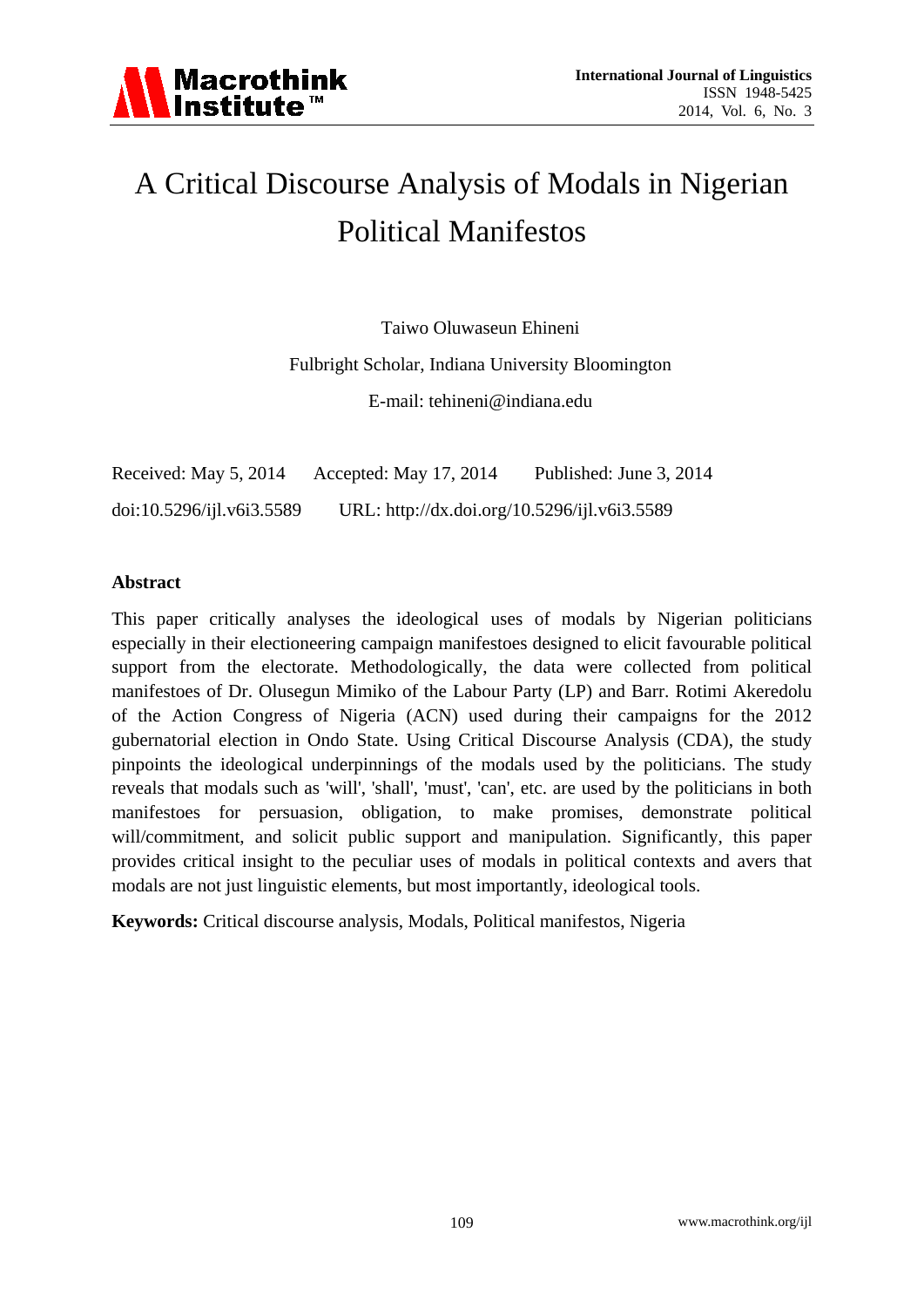# A Critical Discourse Analysis of Modals in Nigerian Political Manifestos

Taiwo Oluwaseun Ehineni

Fulbright Scholar, Indiana University Bloomington

E-mail: tehineni@indiana.edu

Received: May 5, 2014 Accepted: May 17, 2014 Published: June 3, 2014

doi:10.5296/ijl.v6i3.5589 URL: http://dx.doi.org/10.5296/ijl.v6i3.5589

## Abstract

This paper critically analyses the ideological uses of modals by Nigerian politicians especially in their electioneering campaign manifestoes designed to elicit favourable political support from the electorate. Methodologically, the data were collected from political manifestoes of Dr. Olusegun Mimiko of the Labour Party (LP) and Barr. Rotimi Akeredolu of the Action Congress of Nigeria (ACN) used during their campaigns for the 2012 gubernatorial election in Ondo State. Using Critical Discourse Analysis (CDA), the study pinpoints the ideological underpinnings of the modals used by the politicians. The study reveals that modals such as 'will', 'shall', 'must', 'can', etc. are used by the politicians in both manifestoes for persuasion, obligation, to make promises, demonstrate political will/commitment, and solicit public support and manipulation. Significantly, this paper provides critical insight to the peculiar uses of modals in political contexts and avers that modals are not just linguistic elements, but most importantly, ideological tools.

**Keywords:** Critical discourse analysis, Modals, Political manifestos, Nigeria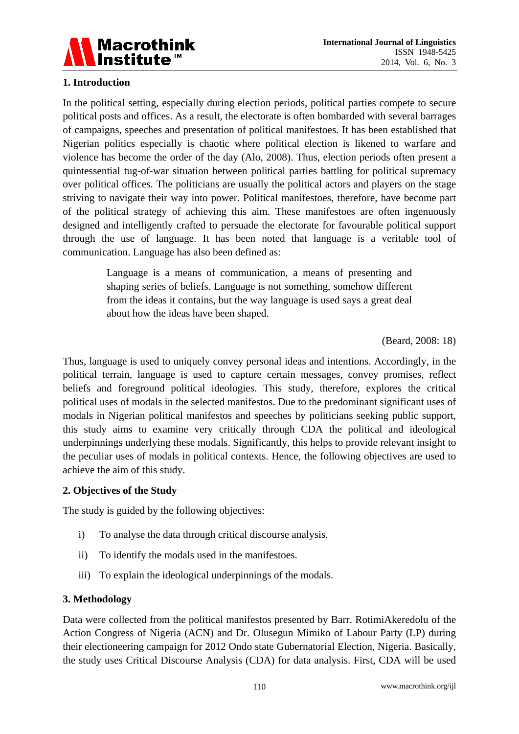## 1. Introduction

In the political setting, especially during election periods, political parties compete to secure political posts and offices. As a result, the electorate is often bombarded with several barrages of campaigns, speeches and presentation of political manifestoes. It has been established that Nigerian politics especially is chaotic where political election is likened to warfare and violence has become the order of the day (Alo, 2008). Thus, election periods often present a quintessential tug-of-war situation between political parties battling for political supremacy over political offices. The politicians are usually the political actors and players on the stage striving to navigate their way into power. Political manifestoes, therefore, have become part of the political strategy of achieving this aim. These manifestoes are often ingenuously designed and intelligently crafted to persuade the electorate for favourable political support through the use of language. It has been noted that language is a veritable tool of communication. Language has also been defined as:

> Language is a means of communication, a means of presenting and shaping series of beliefs. Language is not something, somehow different from the ideas it contains, but the way language is used says a great deal about how the ideas have been shaped.
>
> (Beard, 2008: 18)

Thus, language is used to uniquely convey personal ideas and intentions. Accordingly, in the political terrain, language is used to capture certain messages, convey promises, reflect beliefs and foreground political ideologies. This study, therefore, explores the critical political uses of modals in the selected manifestos. Due to the predominant significant uses of modals in Nigerian political manifestos and speeches by politicians seeking public support, this study aims to examine very critically through CDA the political and ideological underpinnings underlying these modals. Significantly, this helps to provide relevant insight to the peculiar uses of modals in political contexts. Hence, the following objectives are used to achieve the aim of this study.

## 2. Objectives of the Study

The study is guided by the following objectives:

i) To analyse the data through critical discourse analysis.

ii) To identify the modals used in the manifestoes.

iii) To explain the ideological underpinnings of the modals.

## 3. Methodology

Data were collected from the political manifestos presented by Barr. RotimiAkeredolu of the Action Congress of Nigeria (ACN) and Dr. Olusegun Mimiko of Labour Party (LP) during their electioneering campaign for 2012 Ondo state Gubernatorial Election, Nigeria. Basically, the study uses Critical Discourse Analysis (CDA) for data analysis. First, CDA will be used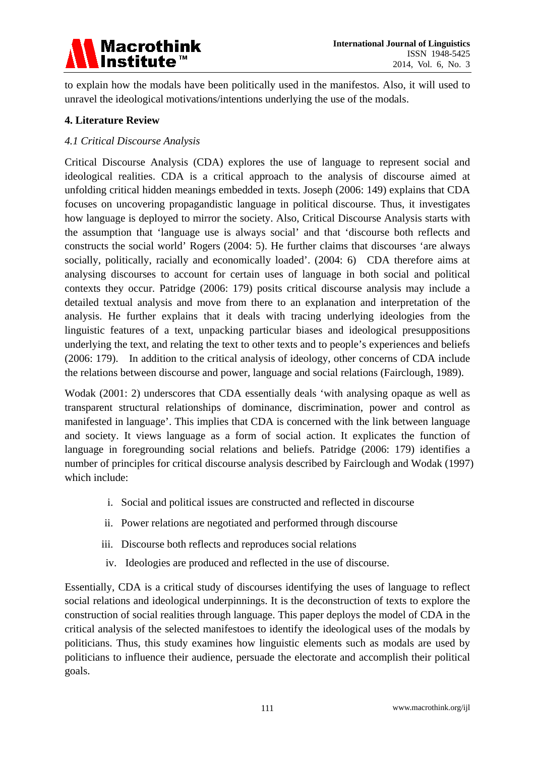to explain how the modals have been politically used in the manifestos. Also, it will used to unravel the ideological motivations/intentions underlying the use of the modals.

## 4. Literature Review

### *4.1 Critical Discourse Analysis*

Critical Discourse Analysis (CDA) explores the use of language to represent social and ideological realities. CDA is a critical approach to the analysis of discourse aimed at unfolding critical hidden meanings embedded in texts. Joseph (2006: 149) explains that CDA focuses on uncovering propagandistic language in political discourse. Thus, it investigates how language is deployed to mirror the society. Also, Critical Discourse Analysis starts with the assumption that 'language use is always social' and that 'discourse both reflects and constructs the social world' Rogers (2004: 5). He further claims that discourses 'are always socially, politically, racially and economically loaded'. (2004: 6) CDA therefore aims at analysing discourses to account for certain uses of language in both social and political contexts they occur. Patridge (2006: 179) posits critical discourse analysis may include a detailed textual analysis and move from there to an explanation and interpretation of the analysis. He further explains that it deals with tracing underlying ideologies from the linguistic features of a text, unpacking particular biases and ideological presuppositions underlying the text, and relating the text to other texts and to people's experiences and beliefs (2006: 179). In addition to the critical analysis of ideology, other concerns of CDA include the relations between discourse and power, language and social relations (Fairclough, 1989).

Wodak (2001: 2) underscores that CDA essentially deals 'with analysing opaque as well as transparent structural relationships of dominance, discrimination, power and control as manifested in language'. This implies that CDA is concerned with the link between language and society. It views language as a form of social action. It explicates the function of language in foregrounding social relations and beliefs. Patridge (2006: 179) identifies a number of principles for critical discourse analysis described by Fairclough and Wodak (1997) which include:

i. Social and political issues are constructed and reflected in discourse

ii. Power relations are negotiated and performed through discourse

iii. Discourse both reflects and reproduces social relations

iv. Ideologies are produced and reflected in the use of discourse.

Essentially, CDA is a critical study of discourses identifying the uses of language to reflect social relations and ideological underpinnings. It is the deconstruction of texts to explore the construction of social realities through language. This paper deploys the model of CDA in the critical analysis of the selected manifestoes to identify the ideological uses of the modals by politicians. Thus, this study examines how linguistic elements such as modals are used by politicians to influence their audience, persuade the electorate and accomplish their political goals.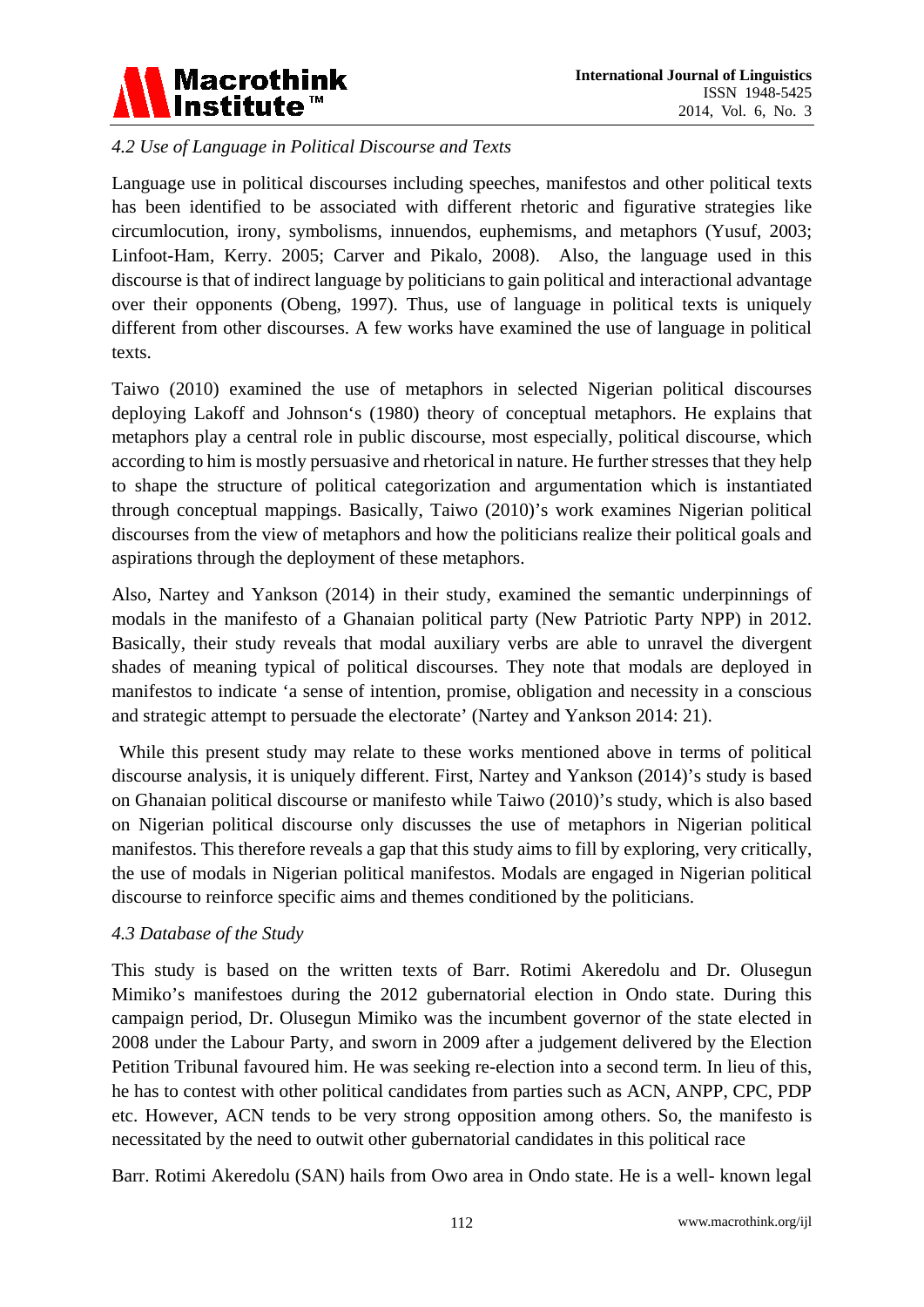### *4.2 Use of Language in Political Discourse and Texts*

Language use in political discourses including speeches, manifestos and other political texts has been identified to be associated with different rhetoric and figurative strategies like circumlocution, irony, symbolisms, innuendos, euphemisms, and metaphors (Yusuf, 2003; Linfoot-Ham, Kerry. 2005; Carver and Pikalo, 2008). Also, the language used in this discourse is that of indirect language by politicians to gain political and interactional advantage over their opponents (Obeng, 1997). Thus, use of language in political texts is uniquely different from other discourses. A few works have examined the use of language in political texts.

Taiwo (2010) examined the use of metaphors in selected Nigerian political discourses deploying Lakoff and Johnson‗s (1980) theory of conceptual metaphors. He explains that metaphors play a central role in public discourse, most especially, political discourse, which according to him is mostly persuasive and rhetorical in nature. He further stresses that they help to shape the structure of political categorization and argumentation which is instantiated through conceptual mappings. Basically, Taiwo (2010)'s work examines Nigerian political discourses from the view of metaphors and how the politicians realize their political goals and aspirations through the deployment of these metaphors.

Also, Nartey and Yankson (2014) in their study, examined the semantic underpinnings of modals in the manifesto of a Ghanaian political party (New Patriotic Party NPP) in 2012. Basically, their study reveals that modal auxiliary verbs are able to unravel the divergent shades of meaning typical of political discourses. They note that modals are deployed in manifestos to indicate 'a sense of intention, promise, obligation and necessity in a conscious and strategic attempt to persuade the electorate' (Nartey and Yankson 2014: 21).

While this present study may relate to these works mentioned above in terms of political discourse analysis, it is uniquely different. First, Nartey and Yankson (2014)'s study is based on Ghanaian political discourse or manifesto while Taiwo (2010)'s study, which is also based on Nigerian political discourse only discusses the use of metaphors in Nigerian political manifestos. This therefore reveals a gap that this study aims to fill by exploring, very critically, the use of modals in Nigerian political manifestos. Modals are engaged in Nigerian political discourse to reinforce specific aims and themes conditioned by the politicians.

### *4.3 Database of the Study*

This study is based on the written texts of Barr. Rotimi Akeredolu and Dr. Olusegun Mimiko's manifestoes during the 2012 gubernatorial election in Ondo state. During this campaign period, Dr. Olusegun Mimiko was the incumbent governor of the state elected in 2008 under the Labour Party, and sworn in 2009 after a judgement delivered by the Election Petition Tribunal favoured him. He was seeking re-election into a second term. In lieu of this, he has to contest with other political candidates from parties such as ACN, ANPP, CPC, PDP etc. However, ACN tends to be very strong opposition among others. So, the manifesto is necessitated by the need to outwit other gubernatorial candidates in this political race

Barr. Rotimi Akeredolu (SAN) hails from Owo area in Ondo state. He is a well- known legal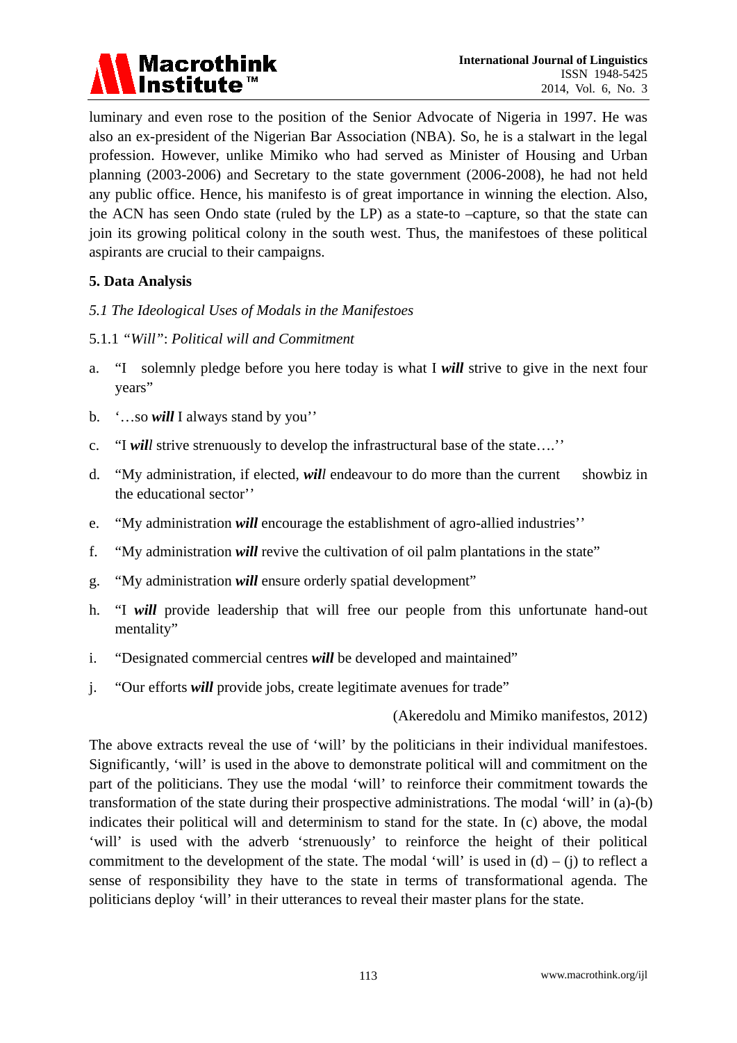luminary and even rose to the position of the Senior Advocate of Nigeria in 1997. He was also an ex-president of the Nigerian Bar Association (NBA). So, he is a stalwart in the legal profession. However, unlike Mimiko who had served as Minister of Housing and Urban planning (2003-2006) and Secretary to the state government (2006-2008), he had not held any public office. Hence, his manifesto is of great importance in winning the election. Also, the ACN has seen Ondo state (ruled by the LP) as a state-to –capture, so that the state can join its growing political colony in the south west. Thus, the manifestoes of these political aspirants are crucial to their campaigns.

## 5. Data Analysis

### *5.1 The Ideological Uses of Modals in the Manifestoes*

#### 5.1.1 *"Will": Political will and Commitment*

a. "I solemnly pledge before you here today is what I ***will*** strive to give in the next four years"

b. '…so ***will*** I always stand by you''

c. "I ***wil****l* strive strenuously to develop the infrastructural base of the state….''

d. "My administration, if elected, ***wil****l* endeavour to do more than the current showbiz in the educational sector''

e. "My administration ***will*** encourage the establishment of agro-allied industries''

f. "My administration ***will*** revive the cultivation of oil palm plantations in the state"

g. "My administration ***will*** ensure orderly spatial development"

h. "I ***will*** provide leadership that will free our people from this unfortunate hand-out mentality"

i. "Designated commercial centres ***will*** be developed and maintained"

j. "Our efforts ***will*** provide jobs, create legitimate avenues for trade"

(Akeredolu and Mimiko manifestos, 2012)

The above extracts reveal the use of 'will' by the politicians in their individual manifestoes. Significantly, 'will' is used in the above to demonstrate political will and commitment on the part of the politicians. They use the modal 'will' to reinforce their commitment towards the transformation of the state during their prospective administrations. The modal 'will' in (a)-(b) indicates their political will and determinism to stand for the state. In (c) above, the modal 'will' is used with the adverb 'strenuously' to reinforce the height of their political commitment to the development of the state. The modal 'will' is used in (d) – (j) to reflect a sense of responsibility they have to the state in terms of transformational agenda. The politicians deploy 'will' in their utterances to reveal their master plans for the state.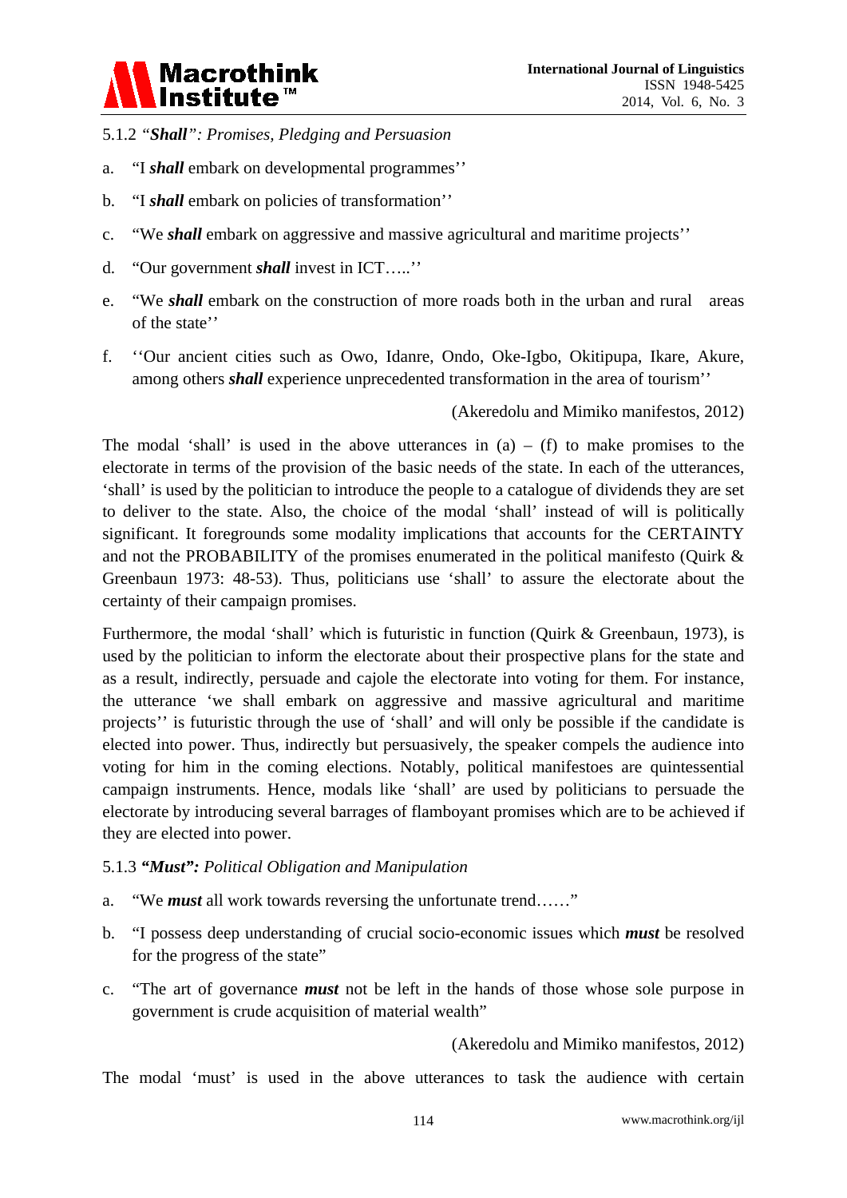#### 5.1.2 *"**Shall**": Promises, Pledging and Persuasion*

a. "I ***shall*** embark on developmental programmes''

b. "I ***shall*** embark on policies of transformation''

c. "We ***shall*** embark on aggressive and massive agricultural and maritime projects''

d. "Our government ***shall*** invest in ICT…..''

e. "We ***shall*** embark on the construction of more roads both in the urban and rural areas of the state''

f. ''Our ancient cities such as Owo, Idanre, Ondo, Oke-Igbo, Okitipupa, Ikare, Akure, among others ***shall*** experience unprecedented transformation in the area of tourism''

(Akeredolu and Mimiko manifestos, 2012)

The modal 'shall' is used in the above utterances in (a) – (f) to make promises to the electorate in terms of the provision of the basic needs of the state. In each of the utterances, 'shall' is used by the politician to introduce the people to a catalogue of dividends they are set to deliver to the state. Also, the choice of the modal 'shall' instead of will is politically significant. It foregrounds some modality implications that accounts for the CERTAINTY and not the PROBABILITY of the promises enumerated in the political manifesto (Quirk & Greenbaun 1973: 48-53). Thus, politicians use 'shall' to assure the electorate about the certainty of their campaign promises.

Furthermore, the modal 'shall' which is futuristic in function (Quirk & Greenbaun, 1973), is used by the politician to inform the electorate about their prospective plans for the state and as a result, indirectly, persuade and cajole the electorate into voting for them. For instance, the utterance 'we shall embark on aggressive and massive agricultural and maritime projects'' is futuristic through the use of 'shall' and will only be possible if the candidate is elected into power. Thus, indirectly but persuasively, the speaker compels the audience into voting for him in the coming elections. Notably, political manifestoes are quintessential campaign instruments. Hence, modals like 'shall' are used by politicians to persuade the electorate by introducing several barrages of flamboyant promises which are to be achieved if they are elected into power.

#### 5.1.3 ***"Must":*** *Political Obligation and Manipulation*

a. "We ***must*** all work towards reversing the unfortunate trend……"

b. "I possess deep understanding of crucial socio-economic issues which ***must*** be resolved for the progress of the state"

c. "The art of governance ***must*** not be left in the hands of those whose sole purpose in government is crude acquisition of material wealth"

(Akeredolu and Mimiko manifestos, 2012)

The modal 'must' is used in the above utterances to task the audience with certain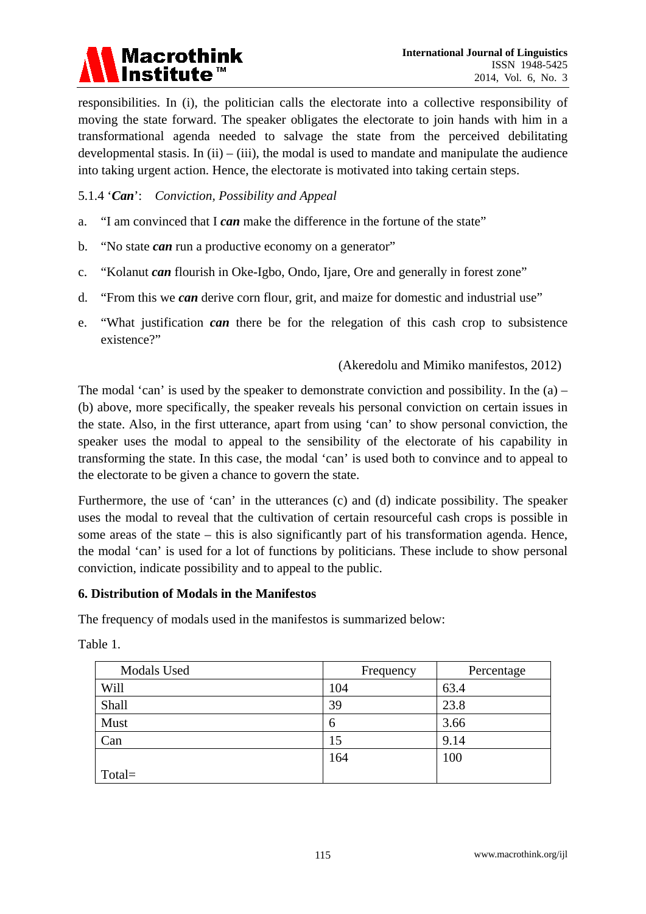responsibilities. In (i), the politician calls the electorate into a collective responsibility of moving the state forward. The speaker obligates the electorate to join hands with him in a transformational agenda needed to salvage the state from the perceived debilitating developmental stasis. In (ii) – (iii), the modal is used to mandate and manipulate the audience into taking urgent action. Hence, the electorate is motivated into taking certain steps.

#### 5.1.4 '*Can*': *Conviction, Possibility and Appeal*

a. "I am convinced that I ***can*** make the difference in the fortune of the state"

b. "No state ***can*** run a productive economy on a generator"

c. "Kolanut ***can*** flourish in Oke-Igbo, Ondo, Ijare, Ore and generally in forest zone"

d. "From this we ***can*** derive corn flour, grit, and maize for domestic and industrial use"

e. "What justification ***can*** there be for the relegation of this cash crop to subsistence existence?"

(Akeredolu and Mimiko manifestos, 2012)

The modal 'can' is used by the speaker to demonstrate conviction and possibility. In the (a) – (b) above, more specifically, the speaker reveals his personal conviction on certain issues in the state. Also, in the first utterance, apart from using 'can' to show personal conviction, the speaker uses the modal to appeal to the sensibility of the electorate of his capability in transforming the state. In this case, the modal 'can' is used both to convince and to appeal to the electorate to be given a chance to govern the state.

Furthermore, the use of 'can' in the utterances (c) and (d) indicate possibility. The speaker uses the modal to reveal that the cultivation of certain resourceful cash crops is possible in some areas of the state – this is also significantly part of his transformation agenda. Hence, the modal 'can' is used for a lot of functions by politicians. These include to show personal conviction, indicate possibility and to appeal to the public.

## 6. Distribution of Modals in the Manifestos

The frequency of modals used in the manifestos is summarized below:

Table 1.

| Modals Used | Frequency | Percentage |
|---|---|---|
| Will | 104 | 63.4 |
| Shall | 39 | 23.8 |
| Must | 6 | 3.66 |
| Can | 15 | 9.14 |
| Total= | 164 | 100 |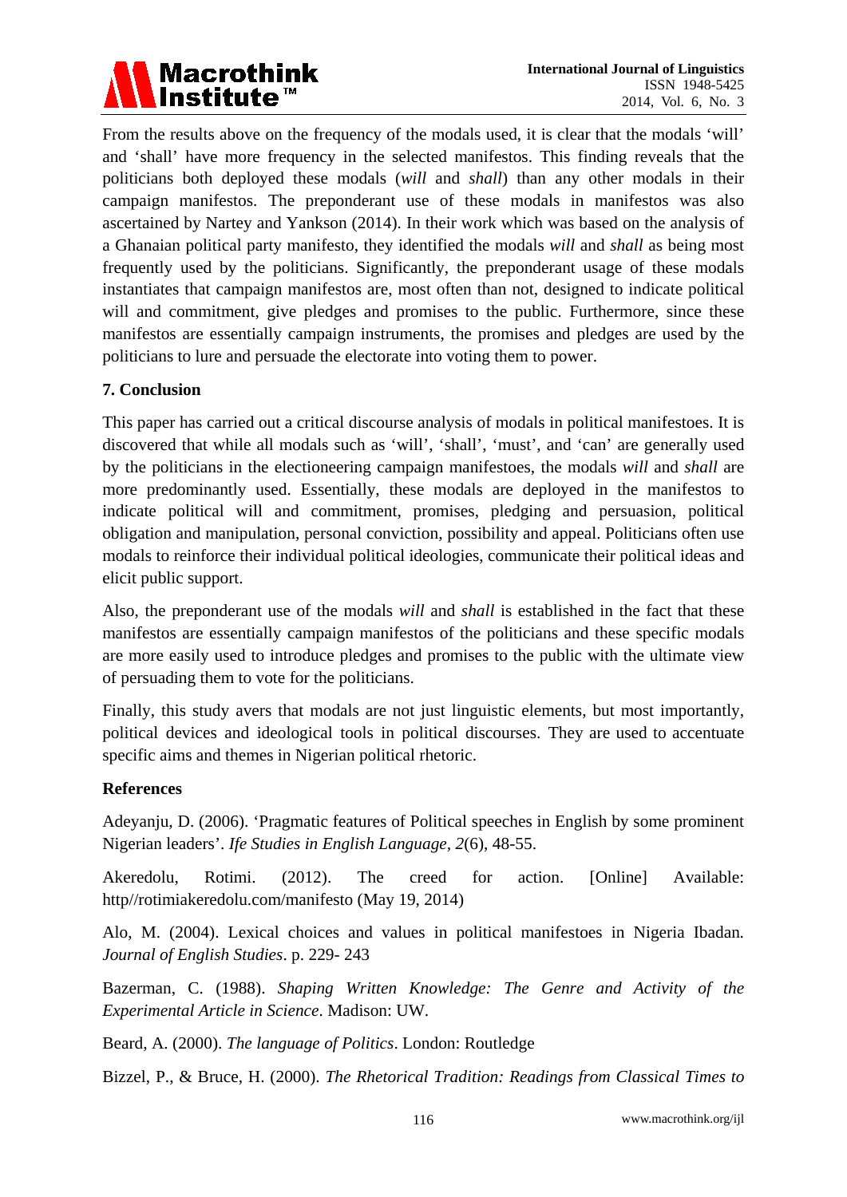From the results above on the frequency of the modals used, it is clear that the modals 'will' and 'shall' have more frequency in the selected manifestos. This finding reveals that the politicians both deployed these modals (*will* and *shall*) than any other modals in their campaign manifestos. The preponderant use of these modals in manifestos was also ascertained by Nartey and Yankson (2014). In their work which was based on the analysis of a Ghanaian political party manifesto, they identified the modals *will* and *shall* as being most frequently used by the politicians. Significantly, the preponderant usage of these modals instantiates that campaign manifestos are, most often than not, designed to indicate political will and commitment, give pledges and promises to the public. Furthermore, since these manifestos are essentially campaign instruments, the promises and pledges are used by the politicians to lure and persuade the electorate into voting them to power.

## 7. Conclusion

This paper has carried out a critical discourse analysis of modals in political manifestoes. It is discovered that while all modals such as 'will', 'shall', 'must', and 'can' are generally used by the politicians in the electioneering campaign manifestoes, the modals *will* and *shall* are more predominantly used. Essentially, these modals are deployed in the manifestos to indicate political will and commitment, promises, pledging and persuasion, political obligation and manipulation, personal conviction, possibility and appeal. Politicians often use modals to reinforce their individual political ideologies, communicate their political ideas and elicit public support.

Also, the preponderant use of the modals *will* and *shall* is established in the fact that these manifestos are essentially campaign manifestos of the politicians and these specific modals are more easily used to introduce pledges and promises to the public with the ultimate view of persuading them to vote for the politicians.

Finally, this study avers that modals are not just linguistic elements, but most importantly, political devices and ideological tools in political discourses. They are used to accentuate specific aims and themes in Nigerian political rhetoric.

## References

Adeyanju, D. (2006). 'Pragmatic features of Political speeches in English by some prominent Nigerian leaders'. *Ife Studies in English Language, 2*(6), 48-55.

Akeredolu, Rotimi. (2012). The creed for action. [Online] Available: http//rotimiakeredolu.com/manifesto (May 19, 2014)

Alo, M. (2004). Lexical choices and values in political manifestoes in Nigeria Ibadan. *Journal of English Studies*. p. 229- 243

Bazerman, C. (1988). *Shaping Written Knowledge: The Genre and Activity of the Experimental Article in Science*. Madison: UW.

Beard, A. (2000). *The language of Politics*. London: Routledge

Bizzel, P., & Bruce, H. (2000). *The Rhetorical Tradition: Readings from Classical Times to*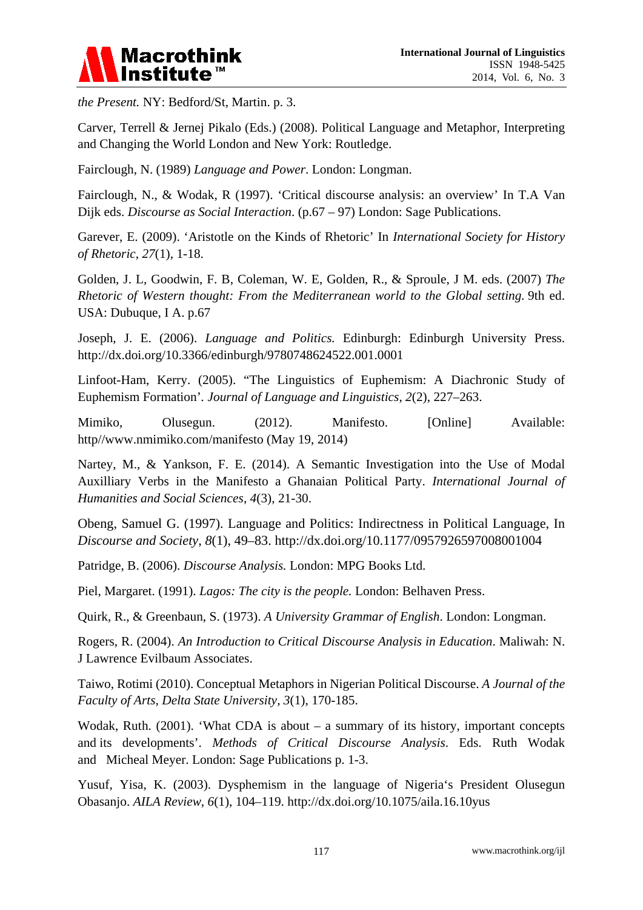*the Present.* NY: Bedford/St, Martin. p. 3.

Carver, Terrell & Jernej Pikalo (Eds.) (2008). Political Language and Metaphor, Interpreting and Changing the World London and New York: Routledge.

Fairclough, N. (1989) *Language and Power*. London: Longman.

Fairclough, N., & Wodak, R (1997). 'Critical discourse analysis: an overview' In T.A Van Dijk eds. *Discourse as Social Interaction*. (p.67 – 97) London: Sage Publications.

Garever, E. (2009). 'Aristotle on the Kinds of Rhetoric' In *International Society for History of Rhetoric*, *27*(1), 1-18.

Golden, J. L, Goodwin, F. B, Coleman, W. E, Golden, R., & Sproule, J M. eds. (2007) *The Rhetoric of Western thought: From the Mediterranean world to the Global setting.* 9th ed. USA: Dubuque, I A. p.67

Joseph, J. E. (2006). *Language and Politics.* Edinburgh: Edinburgh University Press. http://dx.doi.org/10.3366/edinburgh/9780748624522.001.0001

Linfoot-Ham, Kerry. (2005). "The Linguistics of Euphemism: A Diachronic Study of Euphemism Formation'. *Journal of Language and Linguistics*, *2*(2), 227–263.

Mimiko, Olusegun. (2012). Manifesto. [Online] Available: http//www.nmimiko.com/manifesto (May 19, 2014)

Nartey, M., & Yankson, F. E. (2014). A Semantic Investigation into the Use of Modal Auxilliary Verbs in the Manifesto a Ghanaian Political Party. *International Journal of Humanities and Social Sciences*, *4*(3), 21-30.

Obeng, Samuel G. (1997). Language and Politics: Indirectness in Political Language, In *Discourse and Society*, *8*(1), 49–83. http://dx.doi.org/10.1177/0957926597008001004

Patridge, B. (2006). *Discourse Analysis.* London: MPG Books Ltd.

Piel, Margaret. (1991). *Lagos: The city is the people.* London: Belhaven Press.

Quirk, R., & Greenbaun, S. (1973). *A University Grammar of English*. London: Longman.

Rogers, R. (2004). *An Introduction to Critical Discourse Analysis in Education*. Maliwah: N. J Lawrence Evilbaum Associates.

Taiwo, Rotimi (2010). Conceptual Metaphors in Nigerian Political Discourse. *A Journal of the Faculty of Arts, Delta State University*, *3*(1), 170-185.

Wodak, Ruth. (2001). 'What CDA is about – a summary of its history, important concepts and its developments'. *Methods of Critical Discourse Analysis*. Eds. Ruth Wodak and Micheal Meyer. London: Sage Publications p. 1-3.

Yusuf, Yisa, K. (2003). Dysphemism in the language of Nigeria's President Olusegun Obasanjo. *AILA Review*, *6*(1), 104–119. http://dx.doi.org/10.1075/aila.16.10yus